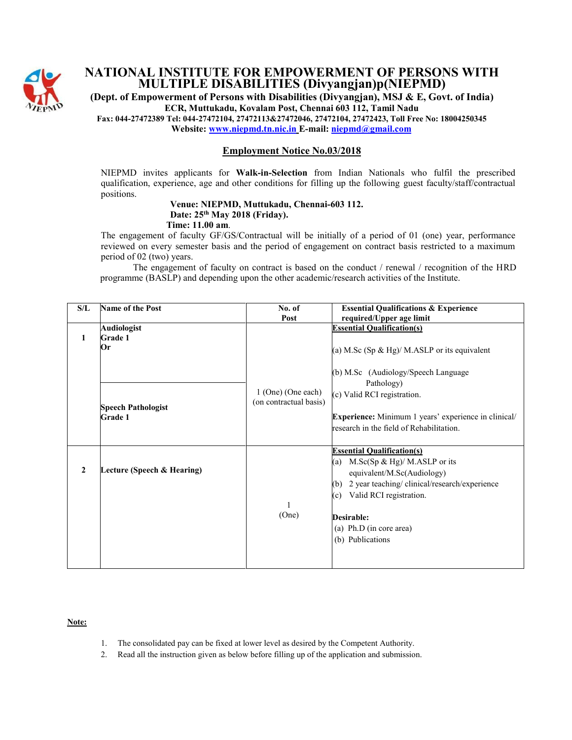# NATIONAL INSTITUTE FOR EMPOWERMENT OF PERSONS WITH MULTIPLE DISABILITIES (Divyangjan)p(NIEPMD)

**(Dept. of Empowerment of Persons with Disabilities (Divyangjan), MSJ & E, Govt. of India)**

**ECR, Muttukadu, Kovalam Post, Chennai 603 112, Tamil Nadu**

**Fax: 044-27472389 Tel: 044-27472104, 27472113&27472046, 27472104, 27472423, Toll Free No: 18004250345**

**Website: www.niepmd.tn.nic.in E-mail: niepmd@gmail.com**

## Employment Notice No.03/2018

NIEPMD invites applicants for **Walk-in-Selection** from Indian Nationals who fulfil the prescribed qualification, experience, age and other conditions for filling up the following guest faculty/staff/contractual positions.

**Venue: NIEPMD, Muttukadu, Chennai-603 112.**
**Date: 25th May 2018 (Friday).**
**Time: 11.00 am**.

The engagement of faculty GF/GS/Contractual will be initially of a period of 01 (one) year, performance reviewed on every semester basis and the period of engagement on contract basis restricted to a maximum period of 02 (two) years.

The engagement of faculty on contract is based on the conduct / renewal / recognition of the HRD programme (BASLP) and depending upon the other academic/research activities of the Institute.

| S/L | Name of the Post | No. of Post | Essential Qualifications & Experience required/Upper age limit |
|---|---|---|---|
| 1 | **Audiologist Grade 1 Or** <br><br> **Speech Pathologist Grade 1** | 1 (One) (One each) (on contractual basis) | **Essential Qualification(s)** <br> (a) M.Sc (Sp & Hg)/ M.ASLP or its equivalent <br> (b) M.Sc (Audiology/Speech Language Pathology) <br> (c) Valid RCI registration. <br><br> **Experience:** Minimum 1 years' experience in clinical/ research in the field of Rehabilitation. |
| 2 | **Lecture (Speech & Hearing)** | 1 (One) | **Essential Qualification(s)** <br> (a) M.Sc(Sp & Hg)/ M.ASLP or its equivalent/M.Sc(Audiology) <br> (b) 2 year teaching/ clinical/research/experience <br> (c) Valid RCI registration. <br><br> **Desirable:** <br> (a) Ph.D (in core area) <br> (b) Publications |

**Note:**

1. The consolidated pay can be fixed at lower level as desired by the Competent Authority.
2. Read all the instruction given as below before filling up of the application and submission.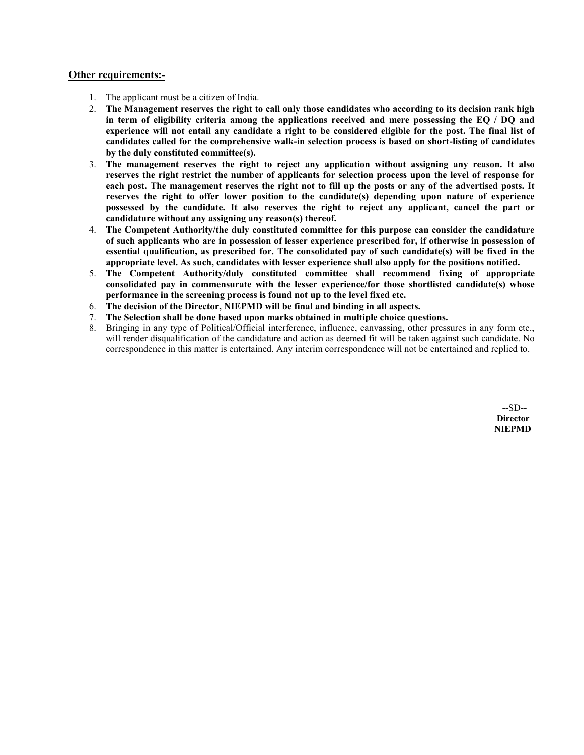**Other requirements:-**

1. The applicant must be a citizen of India.
2. **The Management reserves the right to call only those candidates who according to its decision rank high in term of eligibility criteria among the applications received and mere possessing the EQ / DQ and experience will not entail any candidate a right to be considered eligible for the post. The final list of candidates called for the comprehensive walk-in selection process is based on short-listing of candidates by the duly constituted committee(s).**
3. **The management reserves the right to reject any application without assigning any reason. It also reserves the right restrict the number of applicants for selection process upon the level of response for each post. The management reserves the right not to fill up the posts or any of the advertised posts. It reserves the right to offer lower position to the candidate(s) depending upon nature of experience possessed by the candidate. It also reserves the right to reject any applicant, cancel the part or candidature without any assigning any reason(s) thereof.**
4. **The Competent Authority/the duly constituted committee for this purpose can consider the candidature of such applicants who are in possession of lesser experience prescribed for, if otherwise in possession of essential qualification, as prescribed for. The consolidated pay of such candidate(s) will be fixed in the appropriate level. As such, candidates with lesser experience shall also apply for the positions notified.**
5. **The Competent Authority/duly constituted committee shall recommend fixing of appropriate consolidated pay in commensurate with the lesser experience/for those shortlisted candidate(s) whose performance in the screening process is found not up to the level fixed etc.**
6. **The decision of the Director, NIEPMD will be final and binding in all aspects.**
7. **The Selection shall be done based upon marks obtained in multiple choice questions.**
8. Bringing in any type of Political/Official interference, influence, canvassing, other pressures in any form etc., will render disqualification of the candidature and action as deemed fit will be taken against such candidate. No correspondence in this matter is entertained. Any interim correspondence will not be entertained and replied to.

--SD--
**Director**
**NIEPMD**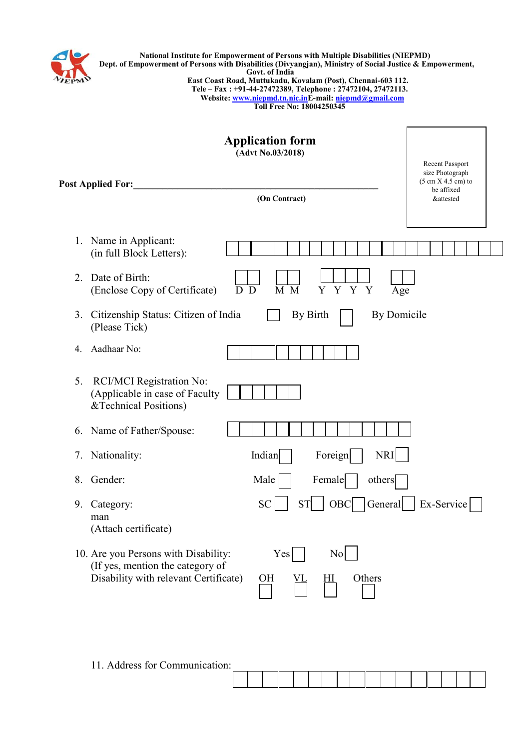**National Institute for Empowerment of Persons with Multiple Disabilities (NIEPMD)**
**Dept. of Empowerment of Persons with Disabilities (Divyangjan), Ministry of Social Justice & Empowerment, Govt. of India**
**East Coast Road, Muttukadu, Kovalam (Post), Chennai-603 112.**
**Tele – Fax : +91-44-27472389, Telephone : 27472104, 27472113.**
**Website: www.niepmd.tn.nic.in E-mail: niepmd@gmail.com**
**Toll Free No: 18004250345**

# Application form

**(Advt No.03/2018)**

Recent Passport size Photograph (5 cm X 4.5 cm) to be affixed &attested

**Post Applied For:**\_\_\_\_\_\_\_\_\_\_\_\_\_\_\_\_\_\_\_\_\_\_\_\_\_\_\_\_\_\_\_\_\_\_\_\_\_\_\_\_\_\_\_\_\_\_\_\_

**(On Contract)**

1. Name in Applicant: (in full Block Letters): ☐☐☐☐☐☐☐☐☐☐☐☐☐☐☐☐☐☐☐☐☐☐☐
2. Date of Birth: (Enclose Copy of Certificate) ☐☐ D D ☐☐ M M ☐☐☐☐ Y Y Y Y ☐☐ Age
3. Citizenship Status: Citizen of India (Please Tick) ☐ By Birth ☐ By Domicile
4. Aadhaar No: ☐☐☐☐☐☐☐☐☐☐☐☐
5. RCI/MCI Registration No: (Applicable in case of Faculty &Technical Positions) ☐☐☐☐☐☐
6. Name of Father/Spouse: ☐☐☐☐☐☐☐☐☐☐☐☐☐☐☐
7. Nationality: Indian ☐ Foreign ☐ NRI ☐
8. Gender: Male ☐ Female ☐ others ☐
9. Category: SC ☐ ST ☐ OBC ☐ General ☐ Ex-Service man ☐ (Attach certificate)
10. Are you Persons with Disability: Yes ☐ No ☐ (If yes, mention the category of Disability with relevant Certificate) OH ☐ VL ☐ HI ☐ Others ☐
11. Address for Communication: ☐☐☐☐☐☐☐☐☐☐☐☐☐☐☐☐☐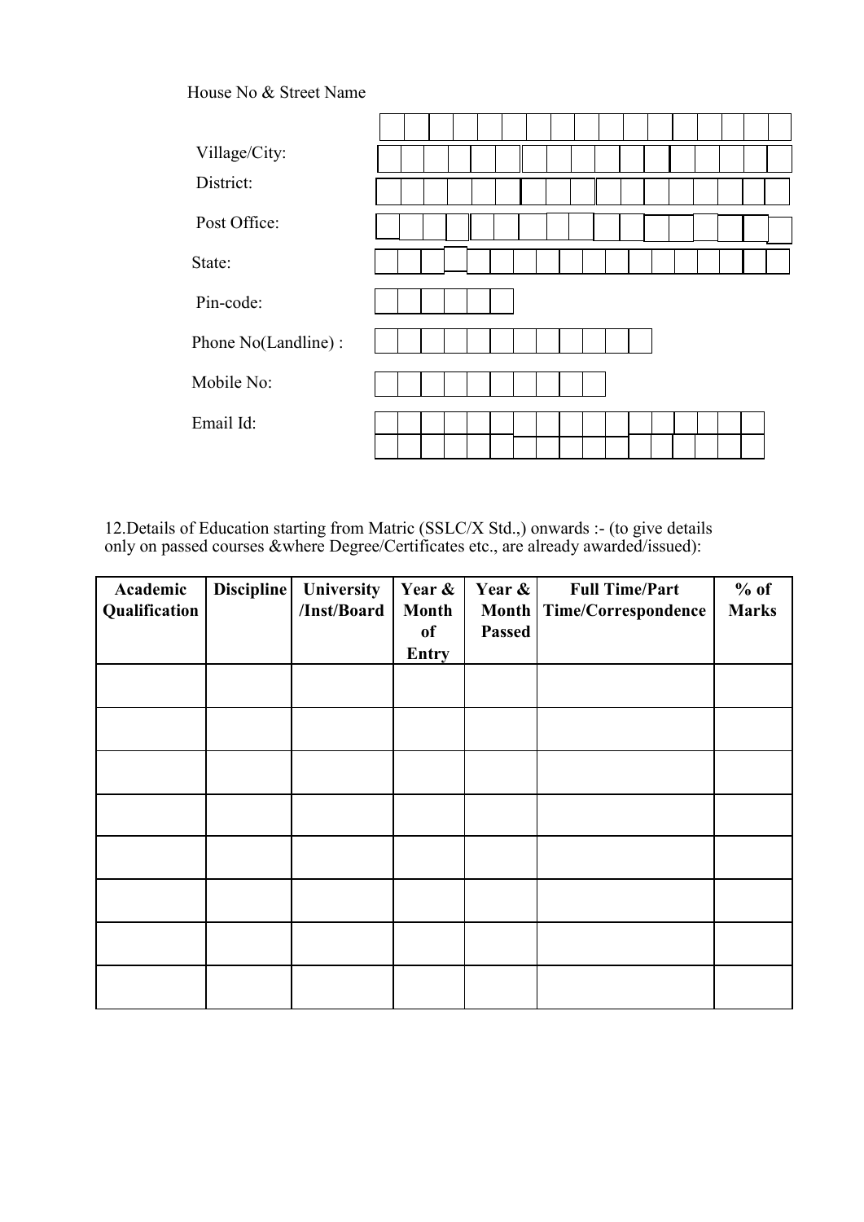House No & Street Name

Village/City:

District:

Post Office:

State:

Pin-code:

Phone No(Landline) :

Mobile No:

Email Id:

12.Details of Education starting from Matric (SSLC/X Std.,) onwards :- (to give details only on passed courses &where Degree/Certificates etc., are already awarded/issued):

| Academic Qualification | Discipline | University /Inst/Board | Year & Month of Entry | Year & Month Passed | Full Time/Part Time/Correspondence | % of Marks |
|---|---|---|---|---|---|---|
| | | | | | | |
| | | | | | | |
| | | | | | | |
| | | | | | | |
| | | | | | | |
| | | | | | | |
| | | | | | | |
| | | | | | | |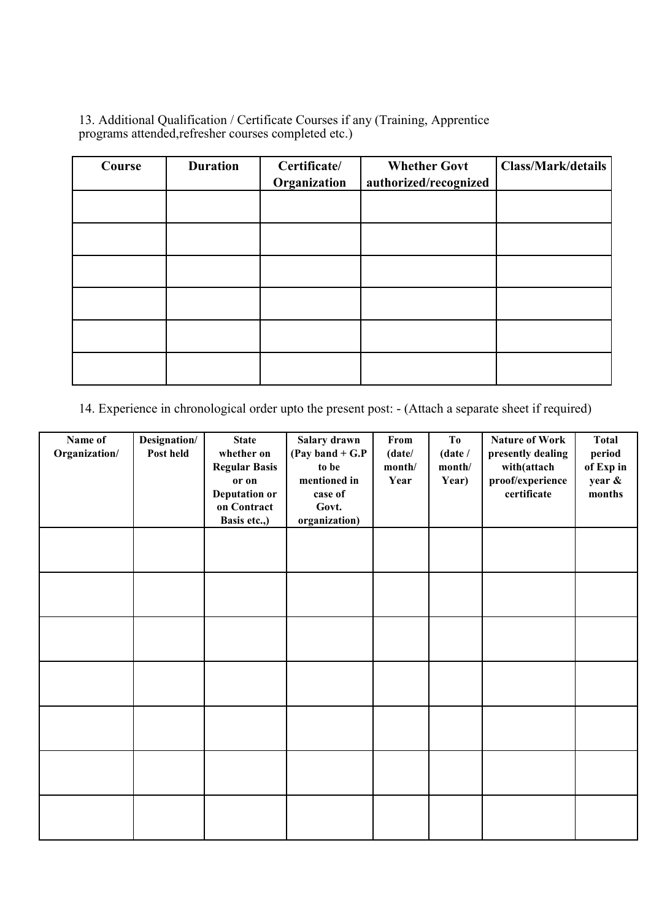13. Additional Qualification / Certificate Courses if any (Training, Apprentice programs attended,refresher courses completed etc.)

| Course | Duration | Certificate/ Organization | Whether Govt authorized/recognized | Class/Mark/details |
|---|---|---|---|---|
| | | | | |
| | | | | |
| | | | | |
| | | | | |
| | | | | |
| | | | | |

14. Experience in chronological order upto the present post: - (Attach a separate sheet if required)

| Name of Organization/ | Designation/ Post held | State whether on Regular Basis or on Deputation or on Contract Basis etc.,) | Salary drawn (Pay band + G.P to be mentioned in case of Govt. organization) | From (date/ month/ Year | To (date / month/ Year) | Nature of Work presently dealing with(attach proof/experience certificate | Total period of Exp in year & months |
|---|---|---|---|---|---|---|---|
| | | | | | | | |
| | | | | | | | |
| | | | | | | | |
| | | | | | | | |
| | | | | | | | |
| | | | | | | | |
| | | | | | | | |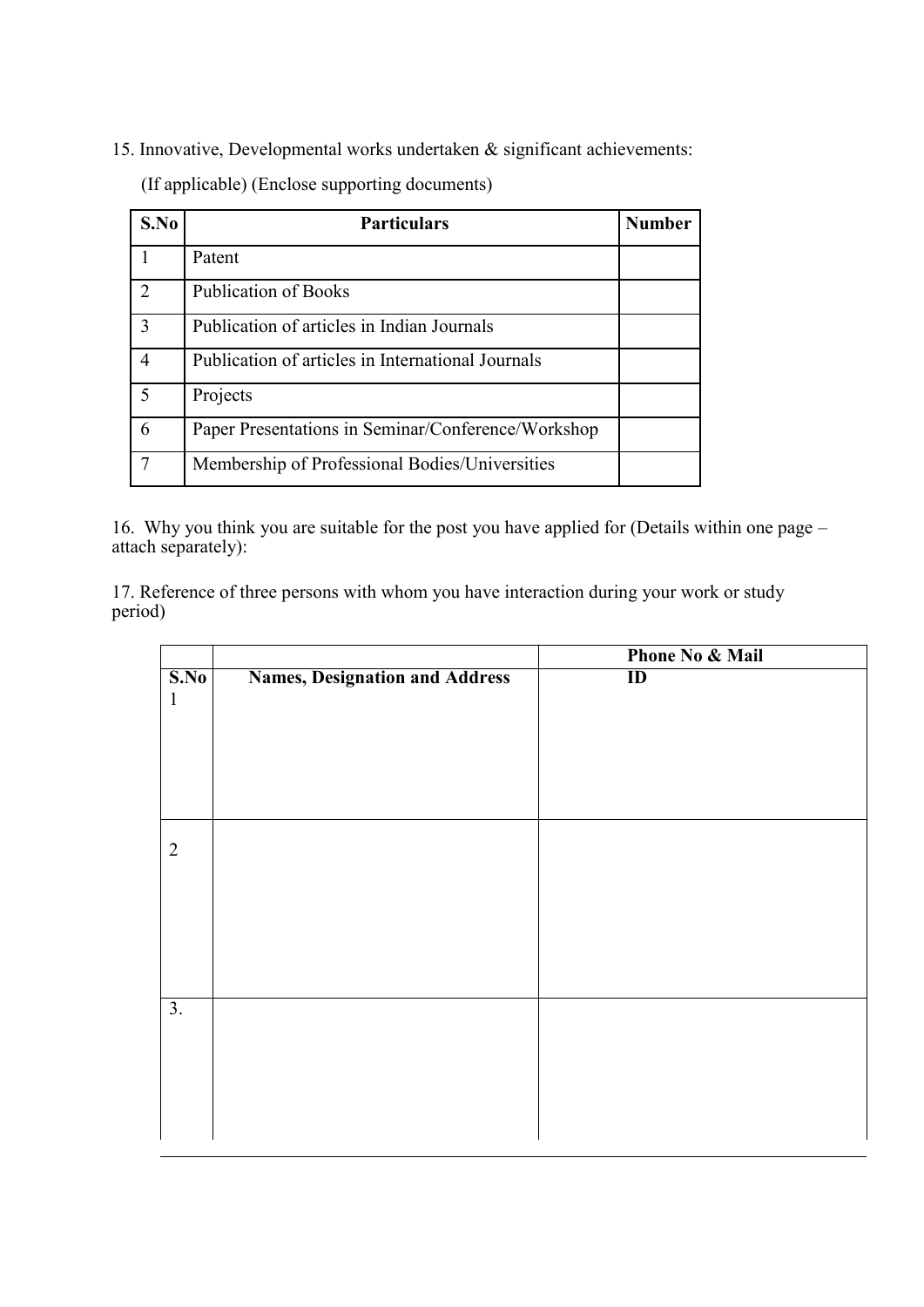15. Innovative, Developmental works undertaken & significant achievements:

(If applicable) (Enclose supporting documents)

| S.No | Particulars | Number |
|---|---|---|
| 1 | Patent | |
| 2 | Publication of Books | |
| 3 | Publication of articles in Indian Journals | |
| 4 | Publication of articles in International Journals | |
| 5 | Projects | |
| 6 | Paper Presentations in Seminar/Conference/Workshop | |
| 7 | Membership of Professional Bodies/Universities | |

16. Why you think you are suitable for the post you have applied for (Details within one page – attach separately):

17. Reference of three persons with whom you have interaction during your work or study period)

| S.No | Names, Designation and Address | Phone No & Mail ID |
|---|---|---|
| 1 | | |
| 2 | | |
| 3. | | |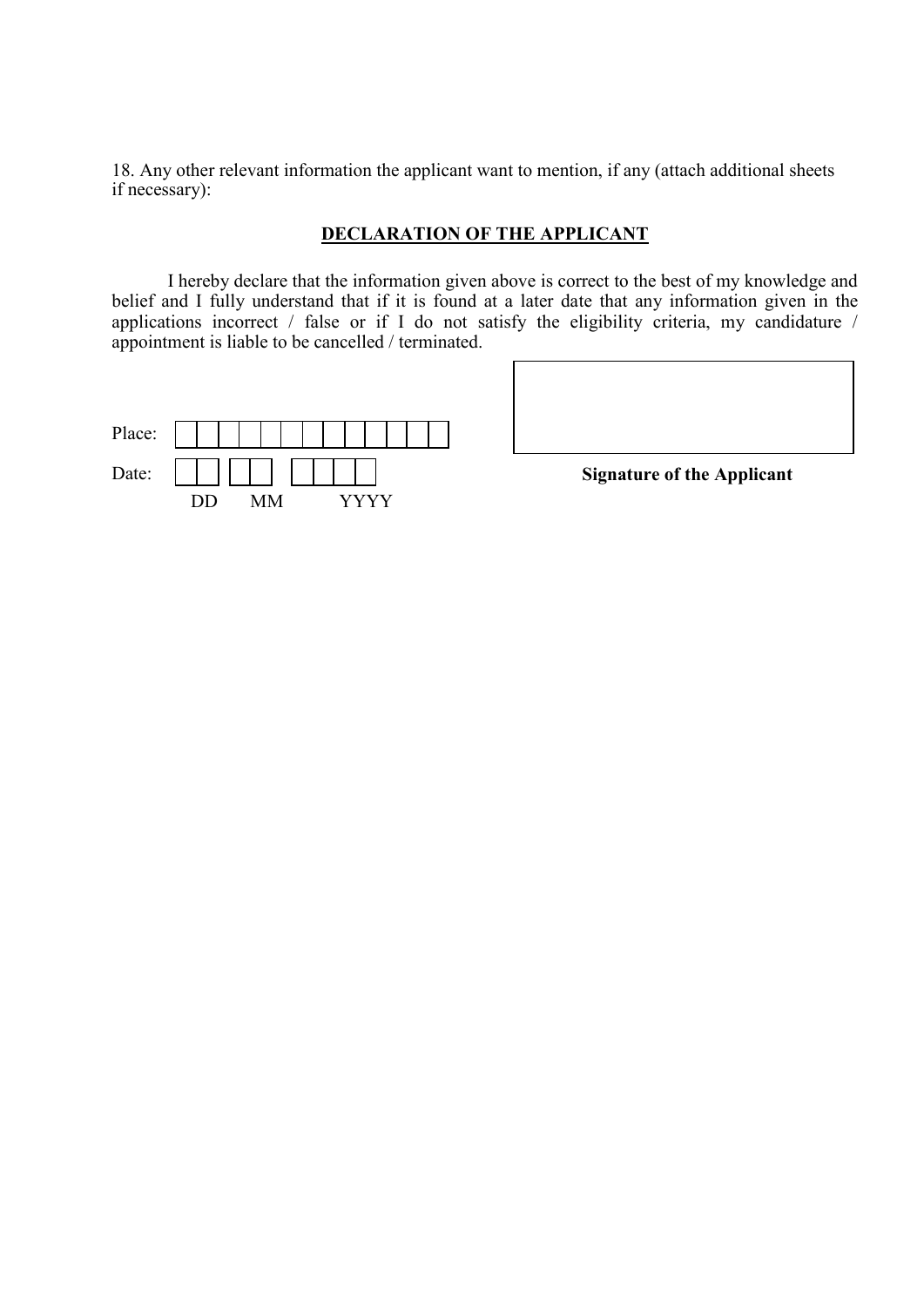18. Any other relevant information the applicant want to mention, if any (attach additional sheets if necessary):

## DECLARATION OF THE APPLICANT

I hereby declare that the information given above is correct to the best of my knowledge and belief and I fully understand that if it is found at a later date that any information given in the applications incorrect / false or if I do not satisfy the eligibility criteria, my candidature / appointment is liable to be cancelled / terminated.

Place:

Date: DD MM YYYY

**Signature of the Applicant**